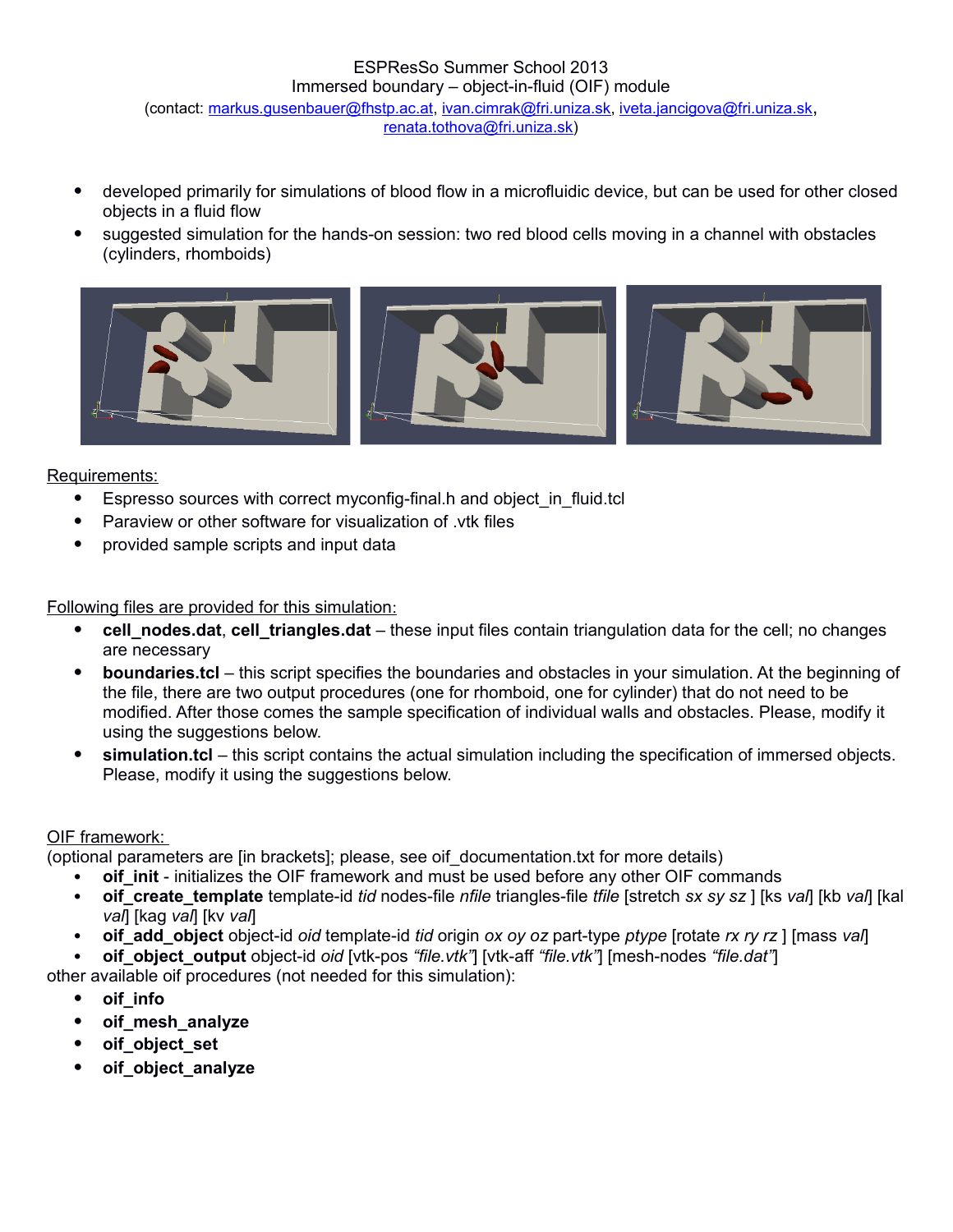ESPResSo Summer School 2013
Immersed boundary – object-in-fluid (OIF) module
(contact: markus.gusenbauer@fhstp.ac.at, ivan.cimrak@fri.uniza.sk, iveta.jancigova@fri.uniza.sk, renata.tothova@fri.uniza.sk)

- developed primarily for simulations of blood flow in a microfluidic device, but can be used for other closed objects in a fluid flow
- suggested simulation for the hands-on session: two red blood cells moving in a channel with obstacles (cylinders, rhomboids)

Requirements:

- Espresso sources with correct myconfig-final.h and object_in_fluid.tcl
- Paraview or other software for visualization of .vtk files
- provided sample scripts and input data

Following files are provided for this simulation:

- **cell_nodes.dat**, **cell_triangles.dat** – these input files contain triangulation data for the cell; no changes are necessary
- **boundaries.tcl** – this script specifies the boundaries and obstacles in your simulation. At the beginning of the file, there are two output procedures (one for rhomboid, one for cylinder) that do not need to be modified. After those comes the sample specification of individual walls and obstacles. Please, modify it using the suggestions below.
- **simulation.tcl** – this script contains the actual simulation including the specification of immersed objects. Please, modify it using the suggestions below.

OIF framework:
(optional parameters are [in brackets]; please, see oif_documentation.txt for more details)

- **oif_init** - initializes the OIF framework and must be used before any other OIF commands
- **oif_create_template** template-id *tid* nodes-file *nfile* triangles-file *tfile* [stretch *sx sy sz* ] [ks *val*] [kb *val*] [kal *val*] [kag *val*] [kv *val*]
- **oif_add_object** object-id *oid* template-id *tid* origin *ox oy oz* part-type *ptype* [rotate *rx ry rz* ] [mass *val*]
- **oif_object_output** object-id *oid* [vtk-pos *"file.vtk"*] [vtk-aff *"file.vtk"*] [mesh-nodes *"file.dat"*]

other available oif procedures (not needed for this simulation):

- **oif_info**
- **oif_mesh_analyze**
- **oif_object_set**
- **oif_object_analyze**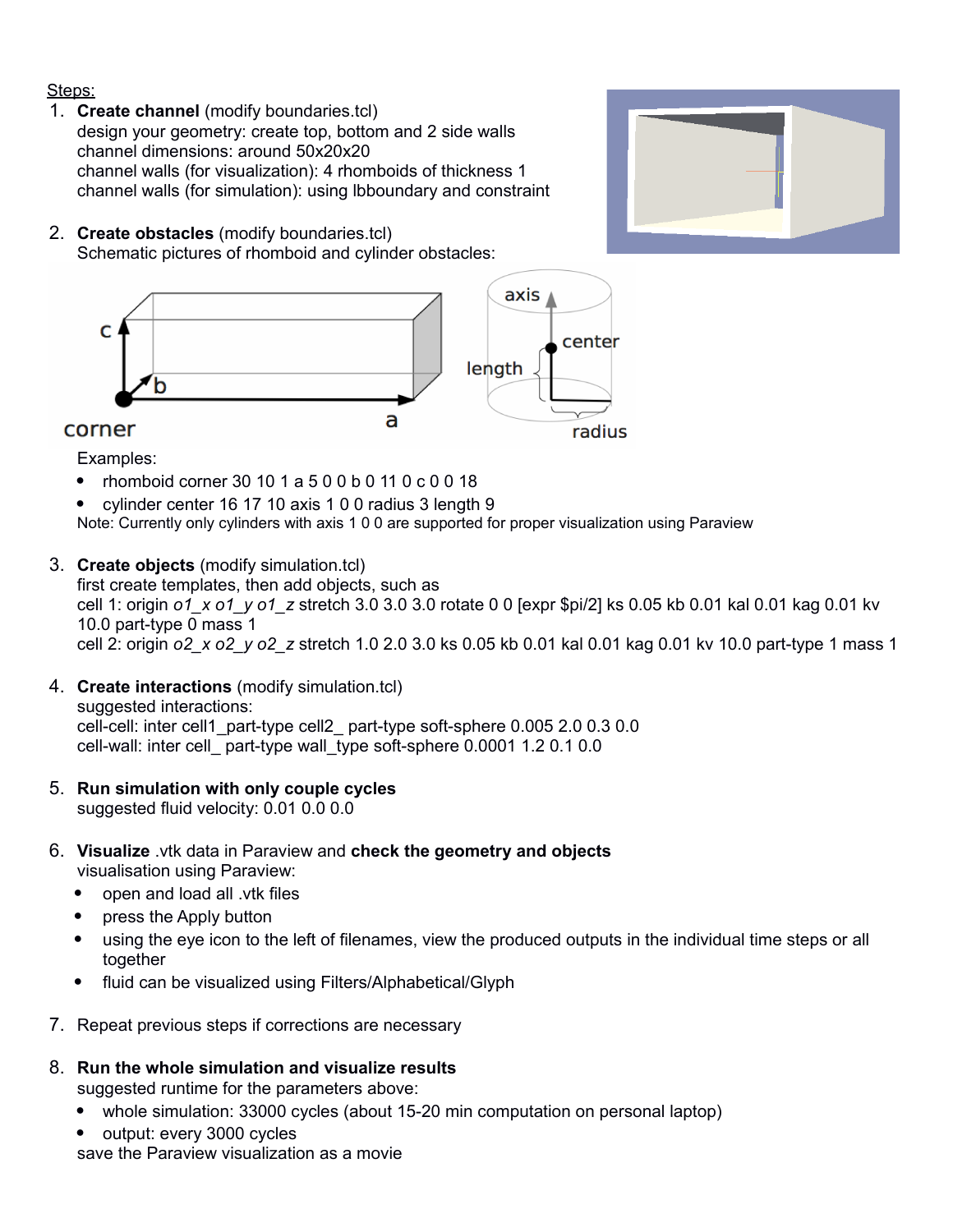Steps:

1. **Create channel** (modify boundaries.tcl)
   design your geometry: create top, bottom and 2 side walls
   channel dimensions: around 50x20x20
   channel walls (for visualization): 4 rhomboids of thickness 1
   channel walls (for simulation): using lbboundary and constraint

2. **Create obstacles** (modify boundaries.tcl)
   Schematic pictures of rhomboid and cylinder obstacles:

   Examples:
   - rhomboid corner 30 10 1 a 5 0 0 b 0 11 0 c 0 0 18
   - cylinder center 16 17 10 axis 1 0 0 radius 3 length 9

   Note: Currently only cylinders with axis 1 0 0 are supported for proper visualization using Paraview

3. **Create objects** (modify simulation.tcl)
   first create templates, then add objects, such as
   cell 1: origin *o1_x o1_y o1_z* stretch 3.0 3.0 3.0 rotate 0 0 [expr $pi/2] ks 0.05 kb 0.01 kal 0.01 kag 0.01 kv 10.0 part-type 0 mass 1
   cell 2: origin *o2_x o2_y o2_z* stretch 1.0 2.0 3.0 ks 0.05 kb 0.01 kal 0.01 kag 0.01 kv 10.0 part-type 1 mass 1

4. **Create interactions** (modify simulation.tcl)
   suggested interactions:
   cell-cell: inter cell1_part-type cell2_ part-type soft-sphere 0.005 2.0 0.3 0.0
   cell-wall: inter cell_ part-type wall_type soft-sphere 0.0001 1.2 0.1 0.0

5. **Run simulation with only couple cycles**
   suggested fluid velocity: 0.01 0.0 0.0

6. **Visualize** .vtk data in Paraview and **check the geometry and objects**
   visualisation using Paraview:
   - open and load all .vtk files
   - press the Apply button
   - using the eye icon to the left of filenames, view the produced outputs in the individual time steps or all together
   - fluid can be visualized using Filters/Alphabetical/Glyph

7. Repeat previous steps if corrections are necessary

8. **Run the whole simulation and visualize results**
   suggested runtime for the parameters above:
   - whole simulation: 33000 cycles (about 15-20 min computation on personal laptop)
   - output: every 3000 cycles

   save the Paraview visualization as a movie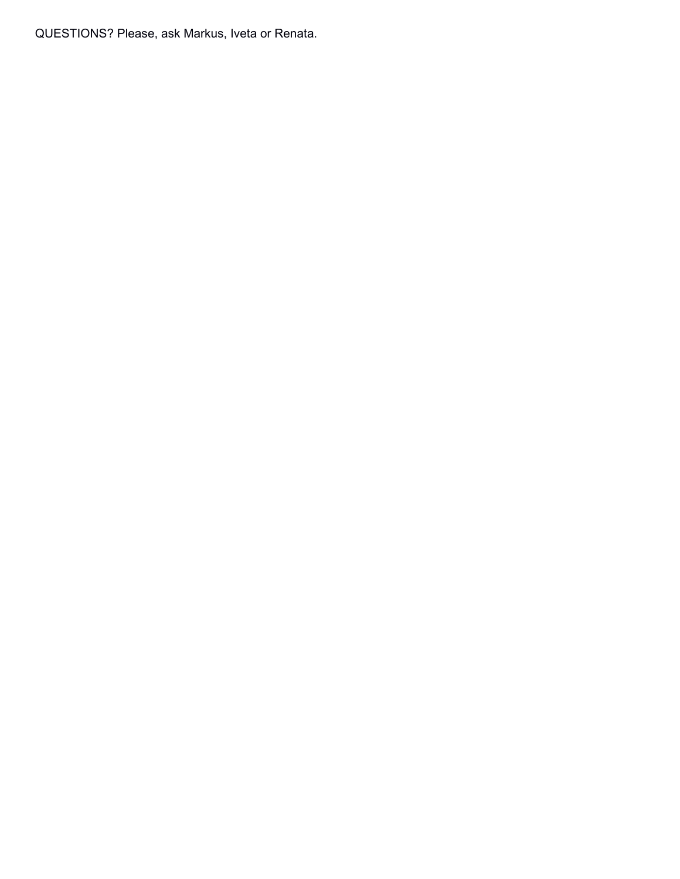QUESTIONS? Please, ask Markus, Iveta or Renata.